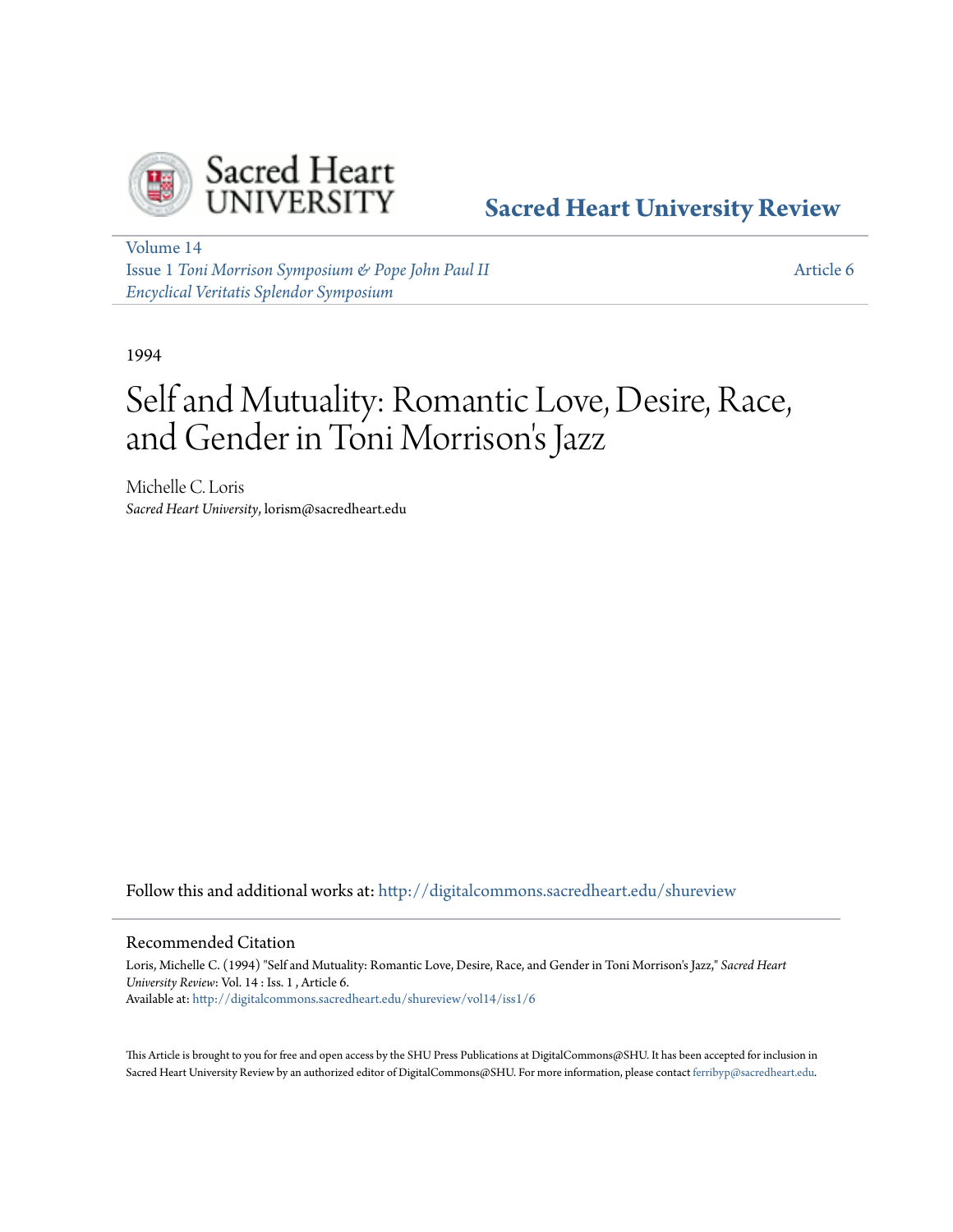Sacred Heart UNIVERSITY

**Sacred Heart University Review**

Volume 14
Issue 1 *Toni Morrison Symposium & Pope John Paul II Encyclical Veritatis Splendor Symposium*

Article 6

1994

# Self and Mutuality: Romantic Love, Desire, Race, and Gender in Toni Morrison's Jazz

Michelle C. Loris
*Sacred Heart University*, lorism@sacredheart.edu

Follow this and additional works at: http://digitalcommons.sacredheart.edu/shureview

## Recommended Citation

Loris, Michelle C. (1994) "Self and Mutuality: Romantic Love, Desire, Race, and Gender in Toni Morrison's Jazz," *Sacred Heart University Review*: Vol. 14 : Iss. 1 , Article 6.
Available at: http://digitalcommons.sacredheart.edu/shureview/vol14/iss1/6

This Article is brought to you for free and open access by the SHU Press Publications at DigitalCommons@SHU. It has been accepted for inclusion in Sacred Heart University Review by an authorized editor of DigitalCommons@SHU. For more information, please contact ferribyp@sacredheart.edu.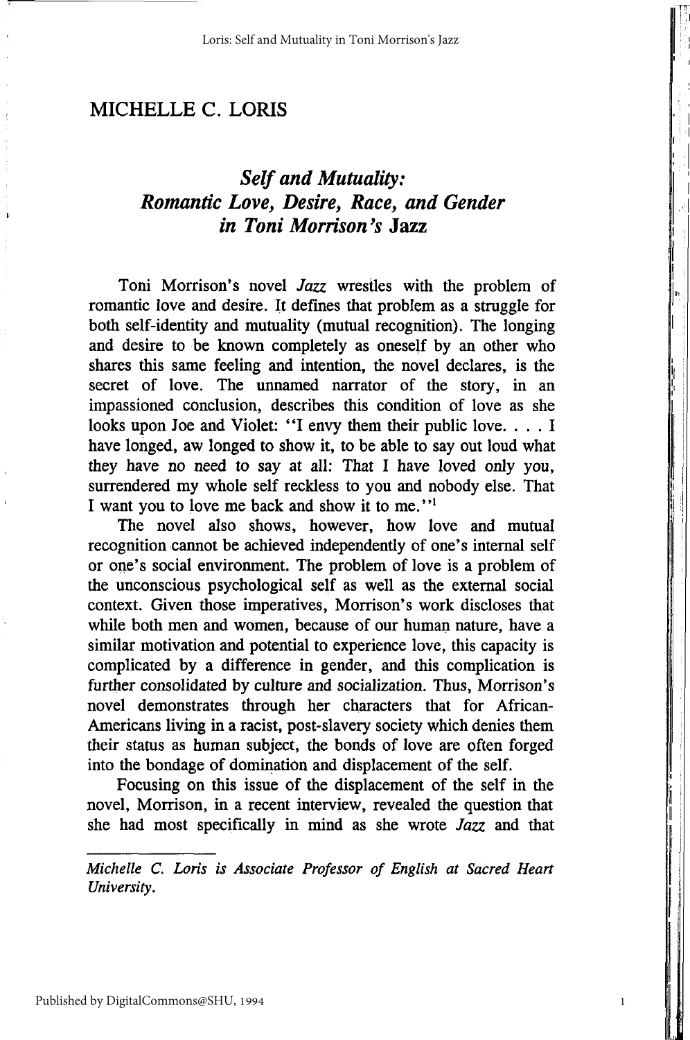# MICHELLE C. LORIS

## *Self and Mutuality: Romantic Love, Desire, Race, and Gender in Toni Morrison's* Jazz

Toni Morrison's novel *Jazz* wrestles with the problem of romantic love and desire. It defines that problem as a struggle for both self-identity and mutuality (mutual recognition). The longing and desire to be known completely as oneself by an other who shares this same feeling and intention, the novel declares, is the secret of love. The unnamed narrator of the story, in an impassioned conclusion, describes this condition of love as she looks upon Joe and Violet: "I envy them their public love. . . . I have longed, aw longed to show it, to be able to say out loud what they have no need to say at all: That I have loved only you, surrendered my whole self reckless to you and nobody else. That I want you to love me back and show it to me."[1]

The novel also shows, however, how love and mutual recognition cannot be achieved independently of one's internal self or one's social environment. The problem of love is a problem of the unconscious psychological self as well as the external social context. Given those imperatives, Morrison's work discloses that while both men and women, because of our human nature, have a similar motivation and potential to experience love, this capacity is complicated by a difference in gender, and this complication is further consolidated by culture and socialization. Thus, Morrison's novel demonstrates through her characters that for African-Americans living in a racist, post-slavery society which denies them their status as human subject, the bonds of love are often forged into the bondage of domination and displacement of the self.

Focusing on this issue of the displacement of the self in the novel, Morrison, in a recent interview, revealed the question that she had most specifically in mind as she wrote *Jazz* and that

---

*Michelle C. Loris is Associate Professor of English at Sacred Heart University.*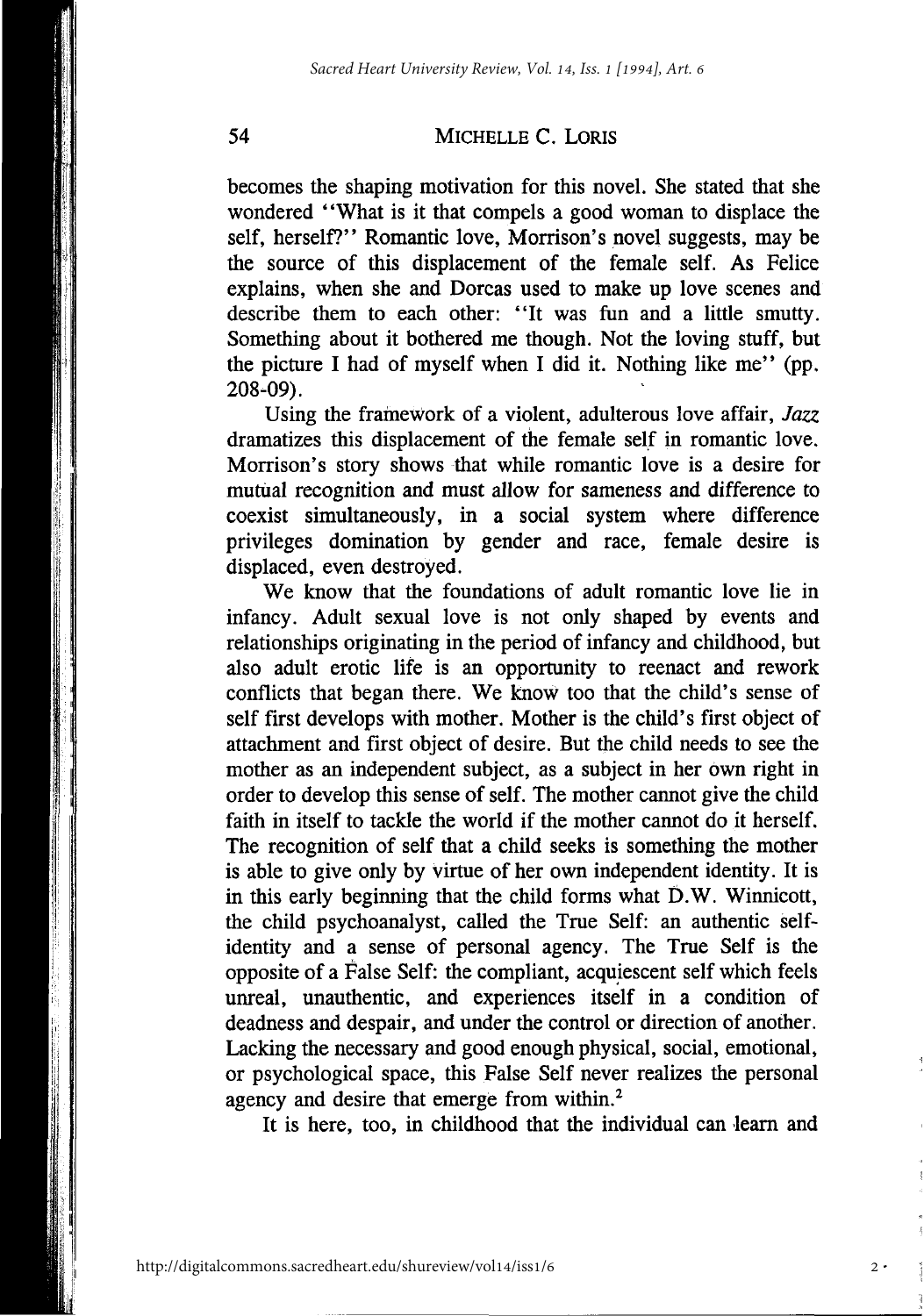becomes the shaping motivation for this novel. She stated that she wondered "What is it that compels a good woman to displace the self, herself?" Romantic love, Morrison's novel suggests, may be the source of this displacement of the female self. As Felice explains, when she and Dorcas used to make up love scenes and describe them to each other: "It was fun and a little smutty. Something about it bothered me though. Not the loving stuff, but the picture I had of myself when I did it. Nothing like me" (pp. 208-09).

Using the framework of a violent, adulterous love affair, *Jazz* dramatizes this displacement of the female self in romantic love. Morrison's story shows that while romantic love is a desire for mutual recognition and must allow for sameness and difference to coexist simultaneously, in a social system where difference privileges domination by gender and race, female desire is displaced, even destroyed.

We know that the foundations of adult romantic love lie in infancy. Adult sexual love is not only shaped by events and relationships originating in the period of infancy and childhood, but also adult erotic life is an opportunity to reenact and rework conflicts that began there. We know too that the child's sense of self first develops with mother. Mother is the child's first object of attachment and first object of desire. But the child needs to see the mother as an independent subject, as a subject in her own right in order to develop this sense of self. The mother cannot give the child faith in itself to tackle the world if the mother cannot do it herself. The recognition of self that a child seeks is something the mother is able to give only by virtue of her own independent identity. It is in this early beginning that the child forms what D.W. Winnicott, the child psychoanalyst, called the True Self: an authentic self-identity and a sense of personal agency. The True Self is the opposite of a False Self: the compliant, acquiescent self which feels unreal, unauthentic, and experiences itself in a condition of deadness and despair, and under the control or direction of another. Lacking the necessary and good enough physical, social, emotional, or psychological space, this False Self never realizes the personal agency and desire that emerge from within.[2]

It is here, too, in childhood that the individual can learn and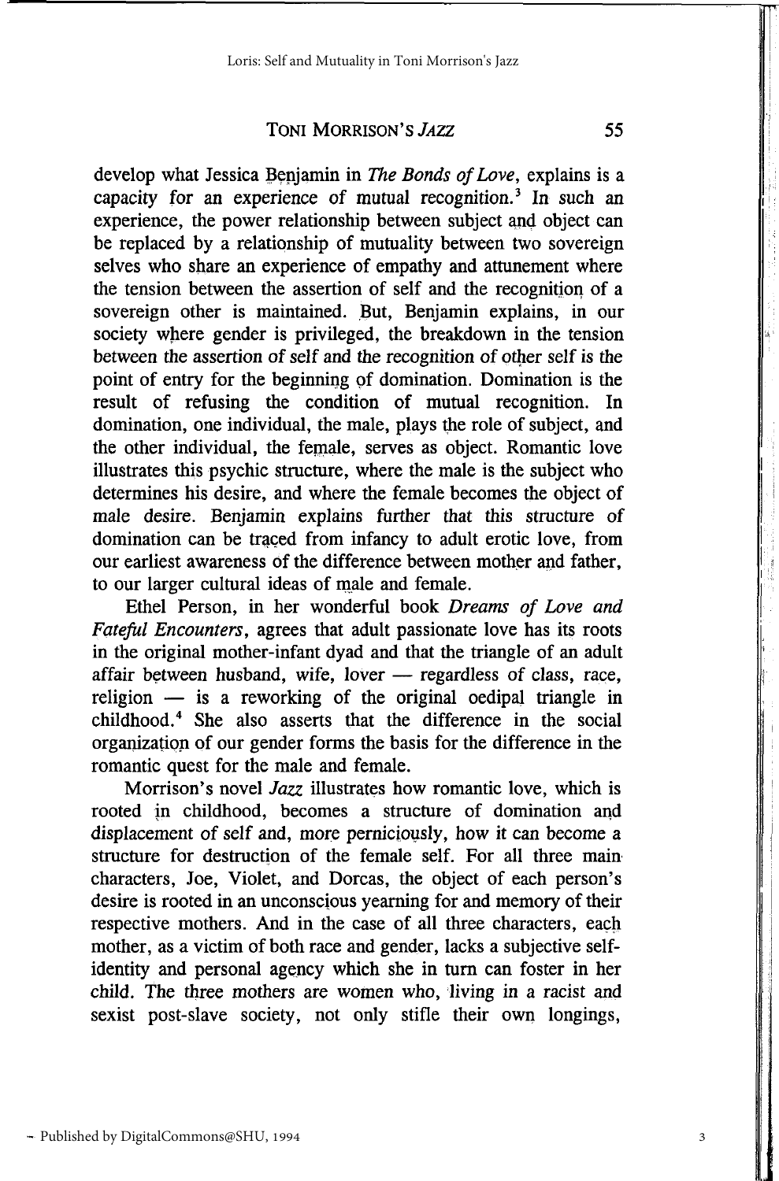develop what Jessica Benjamin in *The Bonds of Love*, explains is a capacity for an experience of mutual recognition.[3] In such an experience, the power relationship between subject and object can be replaced by a relationship of mutuality between two sovereign selves who share an experience of empathy and attunement where the tension between the assertion of self and the recognition of a sovereign other is maintained. But, Benjamin explains, in our society where gender is privileged, the breakdown in the tension between the assertion of self and the recognition of other self is the point of entry for the beginning of domination. Domination is the result of refusing the condition of mutual recognition. In domination, one individual, the male, plays the role of subject, and the other individual, the female, serves as object. Romantic love illustrates this psychic structure, where the male is the subject who determines his desire, and where the female becomes the object of male desire. Benjamin explains further that this structure of domination can be traced from infancy to adult erotic love, from our earliest awareness of the difference between mother and father, to our larger cultural ideas of male and female.

Ethel Person, in her wonderful book *Dreams of Love and Fateful Encounters*, agrees that adult passionate love has its roots in the original mother-infant dyad and that the triangle of an adult affair between husband, wife, lover — regardless of class, race, religion — is a reworking of the original oedipal triangle in childhood.[4] She also asserts that the difference in the social organization of our gender forms the basis for the difference in the romantic quest for the male and female.

Morrison's novel *Jazz* illustrates how romantic love, which is rooted in childhood, becomes a structure of domination and displacement of self and, more perniciously, how it can become a structure for destruction of the female self. For all three main characters, Joe, Violet, and Dorcas, the object of each person's desire is rooted in an unconscious yearning for and memory of their respective mothers. And in the case of all three characters, each mother, as a victim of both race and gender, lacks a subjective self-identity and personal agency which she in turn can foster in her child. The three mothers are women who, living in a racist and sexist post-slave society, not only stifle their own longings,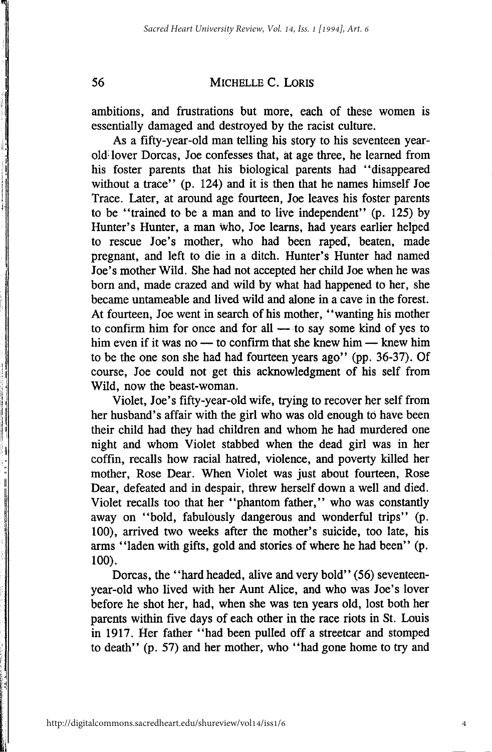ambitions, and frustrations but more, each of these women is essentially damaged and destroyed by the racist culture.

As a fifty-year-old man telling his story to his seventeen year-old lover Dorcas, Joe confesses that, at age three, he learned from his foster parents that his biological parents had "disappeared without a trace" (p. 124) and it is then that he names himself Joe Trace. Later, at around age fourteen, Joe leaves his foster parents to be "trained to be a man and to live independent" (p. 125) by Hunter's Hunter, a man who, Joe learns, had years earlier helped to rescue Joe's mother, who had been raped, beaten, made pregnant, and left to die in a ditch. Hunter's Hunter had named Joe's mother Wild. She had not accepted her child Joe when he was born and, made crazed and wild by what had happened to her, she became untameable and lived wild and alone in a cave in the forest. At fourteen, Joe went in search of his mother, "wanting his mother to confirm him for once and for all — to say some kind of yes to him even if it was no — to confirm that she knew him — knew him to be the one son she had had fourteen years ago" (pp. 36-37). Of course, Joe could not get this acknowledgment of his self from Wild, now the beast-woman.

Violet, Joe's fifty-year-old wife, trying to recover her self from her husband's affair with the girl who was old enough to have been their child had they had children and whom he had murdered one night and whom Violet stabbed when the dead girl was in her coffin, recalls how racial hatred, violence, and poverty killed her mother, Rose Dear. When Violet was just about fourteen, Rose Dear, defeated and in despair, threw herself down a well and died. Violet recalls too that her "phantom father," who was constantly away on "bold, fabulously dangerous and wonderful trips" (p. 100), arrived two weeks after the mother's suicide, too late, his arms "laden with gifts, gold and stories of where he had been" (p. 100).

Dorcas, the "hard headed, alive and very bold" (56) seventeen-year-old who lived with her Aunt Alice, and who was Joe's lover before he shot her, had, when she was ten years old, lost both her parents within five days of each other in the race riots in St. Louis in 1917. Her father "had been pulled off a streetcar and stomped to death" (p. 57) and her mother, who "had gone home to try and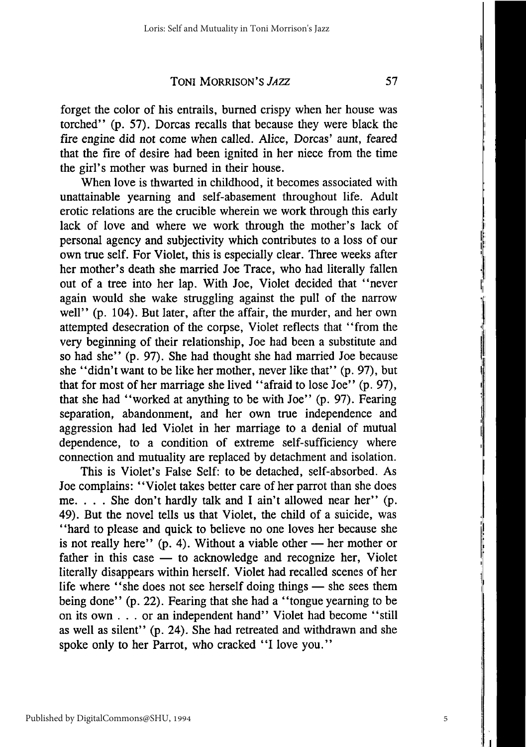forget the color of his entrails, burned crispy when her house was torched" (p. 57). Dorcas recalls that because they were black the fire engine did not come when called. Alice, Dorcas' aunt, feared that the fire of desire had been ignited in her niece from the time the girl's mother was burned in their house.

When love is thwarted in childhood, it becomes associated with unattainable yearning and self-abasement throughout life. Adult erotic relations are the crucible wherein we work through this early lack of love and where we work through the mother's lack of personal agency and subjectivity which contributes to a loss of our own true self. For Violet, this is especially clear. Three weeks after her mother's death she married Joe Trace, who had literally fallen out of a tree into her lap. With Joe, Violet decided that "never again would she wake struggling against the pull of the narrow well" (p. 104). But later, after the affair, the murder, and her own attempted desecration of the corpse, Violet reflects that "from the very beginning of their relationship, Joe had been a substitute and so had she" (p. 97). She had thought she had married Joe because she "didn't want to be like her mother, never like that" (p. 97), but that for most of her marriage she lived "afraid to lose Joe" (p. 97), that she had "worked at anything to be with Joe" (p. 97). Fearing separation, abandonment, and her own true independence and aggression had led Violet in her marriage to a denial of mutual dependence, to a condition of extreme self-sufficiency where connection and mutuality are replaced by detachment and isolation.

This is Violet's False Self: to be detached, self-absorbed. As Joe complains: "Violet takes better care of her parrot than she does me. . . . She don't hardly talk and I ain't allowed near her" (p. 49). But the novel tells us that Violet, the child of a suicide, was "hard to please and quick to believe no one loves her because she is not really here" (p. 4). Without a viable other — her mother or father in this case — to acknowledge and recognize her, Violet literally disappears within herself. Violet had recalled scenes of her life where "she does not see herself doing things — she sees them being done" (p. 22). Fearing that she had a "tongue yearning to be on its own . . . or an independent hand" Violet had become "still as well as silent" (p. 24). She had retreated and withdrawn and she spoke only to her Parrot, who cracked "I love you."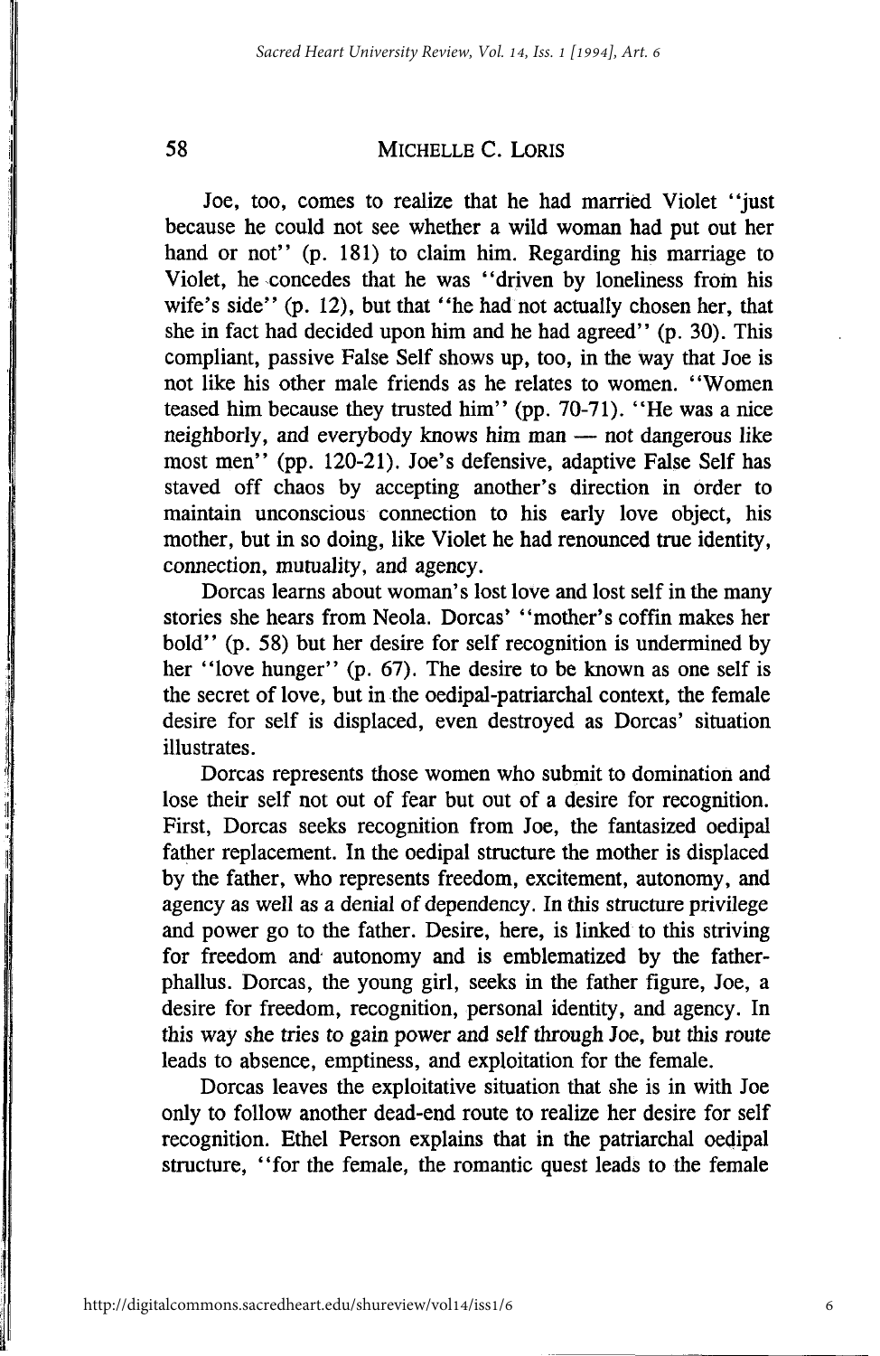Joe, too, comes to realize that he had married Violet "just because he could not see whether a wild woman had put out her hand or not" (p. 181) to claim him. Regarding his marriage to Violet, he concedes that he was "driven by loneliness from his wife's side" (p. 12), but that "he had not actually chosen her, that she in fact had decided upon him and he had agreed" (p. 30). This compliant, passive False Self shows up, too, in the way that Joe is not like his other male friends as he relates to women. "Women teased him because they trusted him" (pp. 70-71). "He was a nice neighborly, and everybody knows him man — not dangerous like most men" (pp. 120-21). Joe's defensive, adaptive False Self has staved off chaos by accepting another's direction in order to maintain unconscious connection to his early love object, his mother, but in so doing, like Violet he had renounced true identity, connection, mutuality, and agency.

Dorcas learns about woman's lost love and lost self in the many stories she hears from Neola. Dorcas' "mother's coffin makes her bold" (p. 58) but her desire for self recognition is undermined by her "love hunger" (p. 67). The desire to be known as one self is the secret of love, but in the oedipal-patriarchal context, the female desire for self is displaced, even destroyed as Dorcas' situation illustrates.

Dorcas represents those women who submit to domination and lose their self not out of fear but out of a desire for recognition. First, Dorcas seeks recognition from Joe, the fantasized oedipal father replacement. In the oedipal structure the mother is displaced by the father, who represents freedom, excitement, autonomy, and agency as well as a denial of dependency. In this structure privilege and power go to the father. Desire, here, is linked to this striving for freedom and autonomy and is emblematized by the father-phallus. Dorcas, the young girl, seeks in the father figure, Joe, a desire for freedom, recognition, personal identity, and agency. In this way she tries to gain power and self through Joe, but this route leads to absence, emptiness, and exploitation for the female.

Dorcas leaves the exploitative situation that she is in with Joe only to follow another dead-end route to realize her desire for self recognition. Ethel Person explains that in the patriarchal oedipal structure, "for the female, the romantic quest leads to the female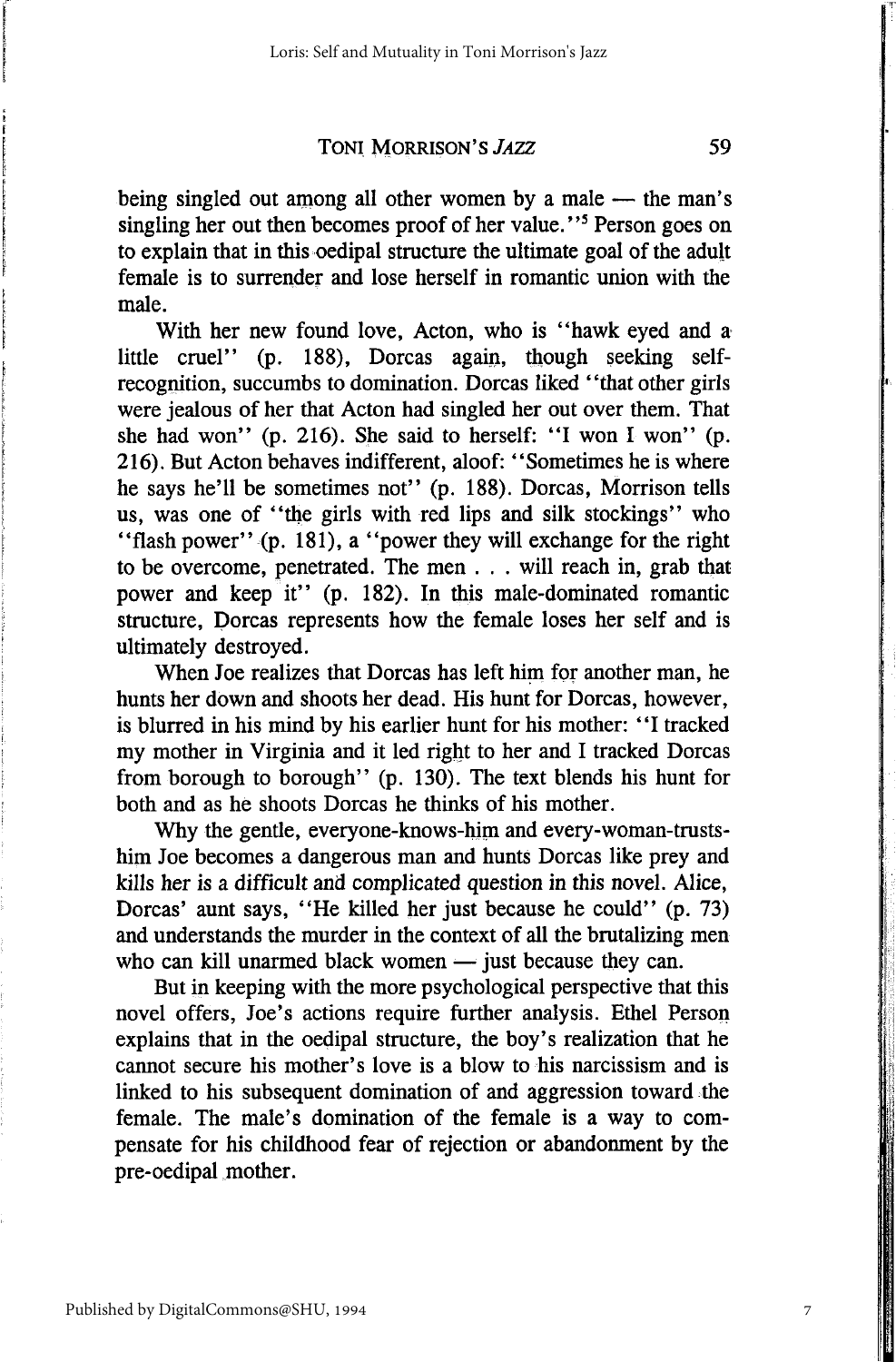being singled out among all other women by a male — the man's singling her out then becomes proof of her value."[5] Person goes on to explain that in this oedipal structure the ultimate goal of the adult female is to surrender and lose herself in romantic union with the male.

With her new found love, Acton, who is "hawk eyed and a little cruel" (p. 188), Dorcas again, though seeking self-recognition, succumbs to domination. Dorcas liked "that other girls were jealous of her that Acton had singled her out over them. That she had won" (p. 216). She said to herself: "I won I won" (p. 216). But Acton behaves indifferent, aloof: "Sometimes he is where he says he'll be sometimes not" (p. 188). Dorcas, Morrison tells us, was one of "the girls with red lips and silk stockings" who "flash power" (p. 181), a "power they will exchange for the right to be overcome, penetrated. The men . . . will reach in, grab that power and keep it" (p. 182). In this male-dominated romantic structure, Dorcas represents how the female loses her self and is ultimately destroyed.

When Joe realizes that Dorcas has left him for another man, he hunts her down and shoots her dead. His hunt for Dorcas, however, is blurred in his mind by his earlier hunt for his mother: "I tracked my mother in Virginia and it led right to her and I tracked Dorcas from borough to borough" (p. 130). The text blends his hunt for both and as he shoots Dorcas he thinks of his mother.

Why the gentle, everyone-knows-him and every-woman-trusts-him Joe becomes a dangerous man and hunts Dorcas like prey and kills her is a difficult and complicated question in this novel. Alice, Dorcas' aunt says, "He killed her just because he could" (p. 73) and understands the murder in the context of all the brutalizing men who can kill unarmed black women — just because they can.

But in keeping with the more psychological perspective that this novel offers, Joe's actions require further analysis. Ethel Person explains that in the oedipal structure, the boy's realization that he cannot secure his mother's love is a blow to his narcissism and is linked to his subsequent domination of and aggression toward the female. The male's domination of the female is a way to compensate for his childhood fear of rejection or abandonment by the pre-oedipal mother.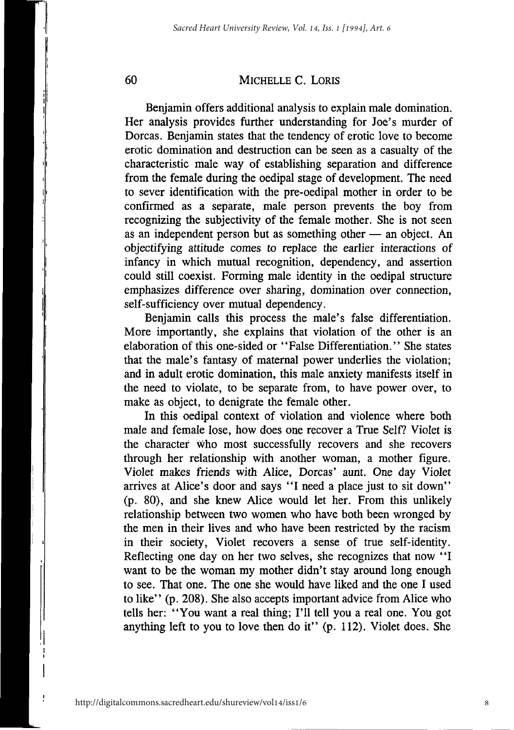Benjamin offers additional analysis to explain male domination. Her analysis provides further understanding for Joe's murder of Dorcas. Benjamin states that the tendency of erotic love to become erotic domination and destruction can be seen as a casualty of the characteristic male way of establishing separation and difference from the female during the oedipal stage of development. The need to sever identification with the pre-oedipal mother in order to be confirmed as a separate, male person prevents the boy from recognizing the subjectivity of the female mother. She is not seen as an independent person but as something other — an object. An objectifying attitude comes to replace the earlier interactions of infancy in which mutual recognition, dependency, and assertion could still coexist. Forming male identity in the oedipal structure emphasizes difference over sharing, domination over connection, self-sufficiency over mutual dependency.

Benjamin calls this process the male's false differentiation. More importantly, she explains that violation of the other is an elaboration of this one-sided or "False Differentiation." She states that the male's fantasy of maternal power underlies the violation; and in adult erotic domination, this male anxiety manifests itself in the need to violate, to be separate from, to have power over, to make as object, to denigrate the female other.

In this oedipal context of violation and violence where both male and female lose, how does one recover a True Self? Violet is the character who most successfully recovers and she recovers through her relationship with another woman, a mother figure. Violet makes friends with Alice, Dorcas' aunt. One day Violet arrives at Alice's door and says "I need a place just to sit down" (p. 80), and she knew Alice would let her. From this unlikely relationship between two women who have both been wronged by the men in their lives and who have been restricted by the racism in their society, Violet recovers a sense of true self-identity. Reflecting one day on her two selves, she recognizes that now "I want to be the woman my mother didn't stay around long enough to see. That one. The one she would have liked and the one I used to like" (p. 208). She also accepts important advice from Alice who tells her: "You want a real thing; I'll tell you a real one. You got anything left to you to love then do it" (p. 112). Violet does. She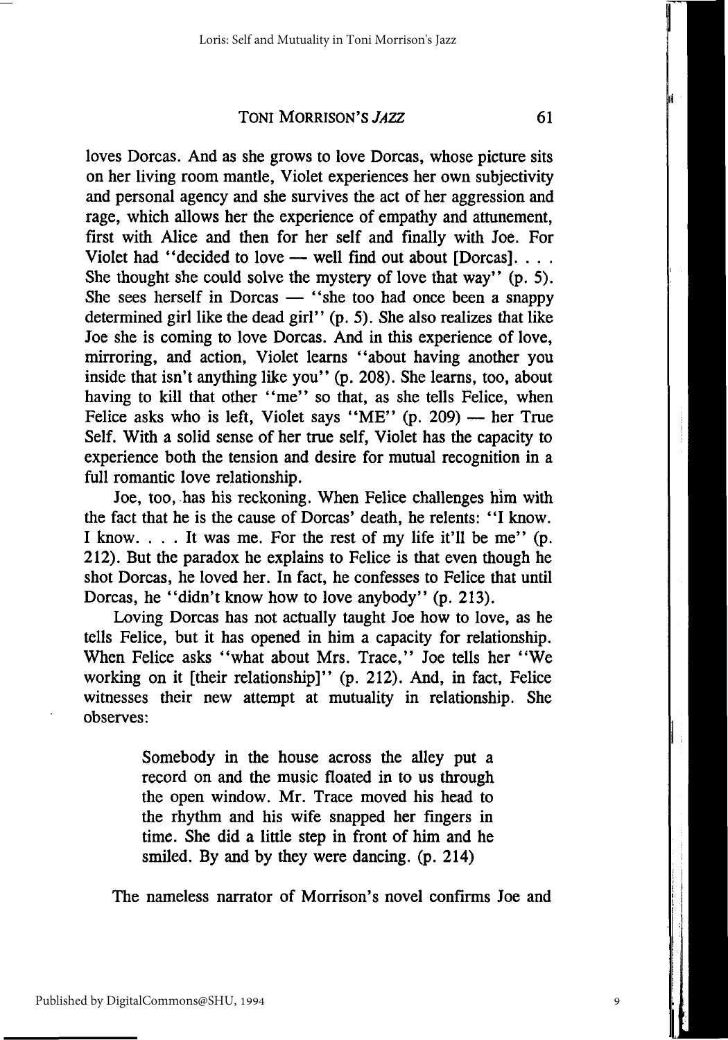loves Dorcas. And as she grows to love Dorcas, whose picture sits on her living room mantle, Violet experiences her own subjectivity and personal agency and she survives the act of her aggression and rage, which allows her the experience of empathy and attunement, first with Alice and then for her self and finally with Joe. For Violet had "decided to love — well find out about [Dorcas]. . . . She thought she could solve the mystery of love that way" (p. 5). She sees herself in Dorcas — "she too had once been a snappy determined girl like the dead girl" (p. 5). She also realizes that like Joe she is coming to love Dorcas. And in this experience of love, mirroring, and action, Violet learns "about having another you inside that isn't anything like you" (p. 208). She learns, too, about having to kill that other "me" so that, as she tells Felice, when Felice asks who is left, Violet says "ME" (p. 209) — her True Self. With a solid sense of her true self, Violet has the capacity to experience both the tension and desire for mutual recognition in a full romantic love relationship.

Joe, too, has his reckoning. When Felice challenges him with the fact that he is the cause of Dorcas' death, he relents: "I know. I know. . . . It was me. For the rest of my life it'll be me" (p. 212). But the paradox he explains to Felice is that even though he shot Dorcas, he loved her. In fact, he confesses to Felice that until Dorcas, he "didn't know how to love anybody" (p. 213).

Loving Dorcas has not actually taught Joe how to love, as he tells Felice, but it has opened in him a capacity for relationship. When Felice asks "what about Mrs. Trace," Joe tells her "We working on it [their relationship]" (p. 212). And, in fact, Felice witnesses their new attempt at mutuality in relationship. She observes:

> Somebody in the house across the alley put a record on and the music floated in to us through the open window. Mr. Trace moved his head to the rhythm and his wife snapped her fingers in time. She did a little step in front of him and he smiled. By and by they were dancing. (p. 214)

The nameless narrator of Morrison's novel confirms Joe and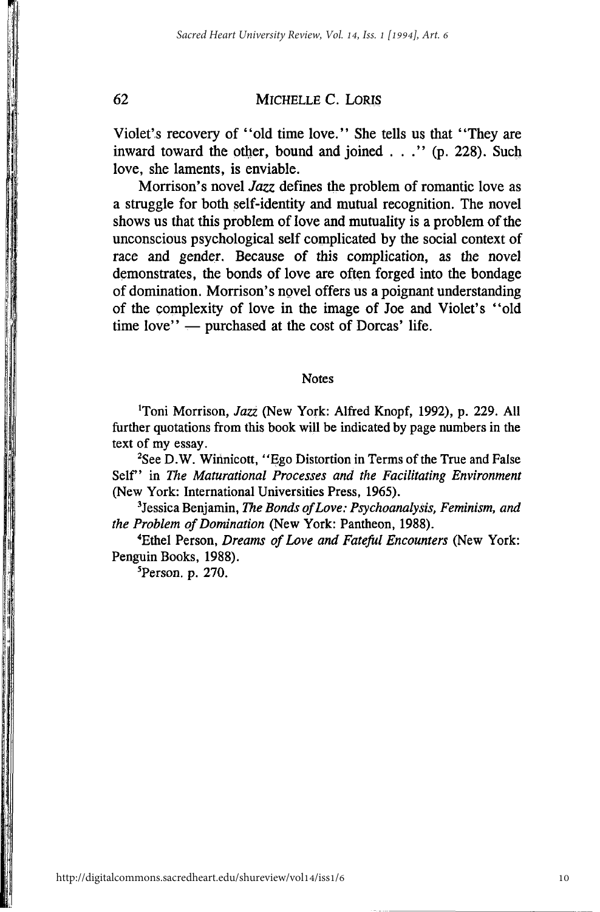Violet's recovery of "old time love." She tells us that "They are inward toward the other, bound and joined . . ." (p. 228). Such love, she laments, is enviable.

Morrison's novel *Jazz* defines the problem of romantic love as a struggle for both self-identity and mutual recognition. The novel shows us that this problem of love and mutuality is a problem of the unconscious psychological self complicated by the social context of race and gender. Because of this complication, as the novel demonstrates, the bonds of love are often forged into the bondage of domination. Morrison's novel offers us a poignant understanding of the complexity of love in the image of Joe and Violet's "old time love" — purchased at the cost of Dorcas' life.

## Notes

[1]Toni Morrison, *Jazz* (New York: Alfred Knopf, 1992), p. 229. All further quotations from this book will be indicated by page numbers in the text of my essay.

[2]See D.W. Winnicott, "Ego Distortion in Terms of the True and False Self" in *The Maturational Processes and the Facilitating Environment* (New York: International Universities Press, 1965).

[3]Jessica Benjamin, *The Bonds of Love: Psychoanalysis, Feminism, and the Problem of Domination* (New York: Pantheon, 1988).

[4]Ethel Person, *Dreams of Love and Fateful Encounters* (New York: Penguin Books, 1988).

[5]Person. p. 270.